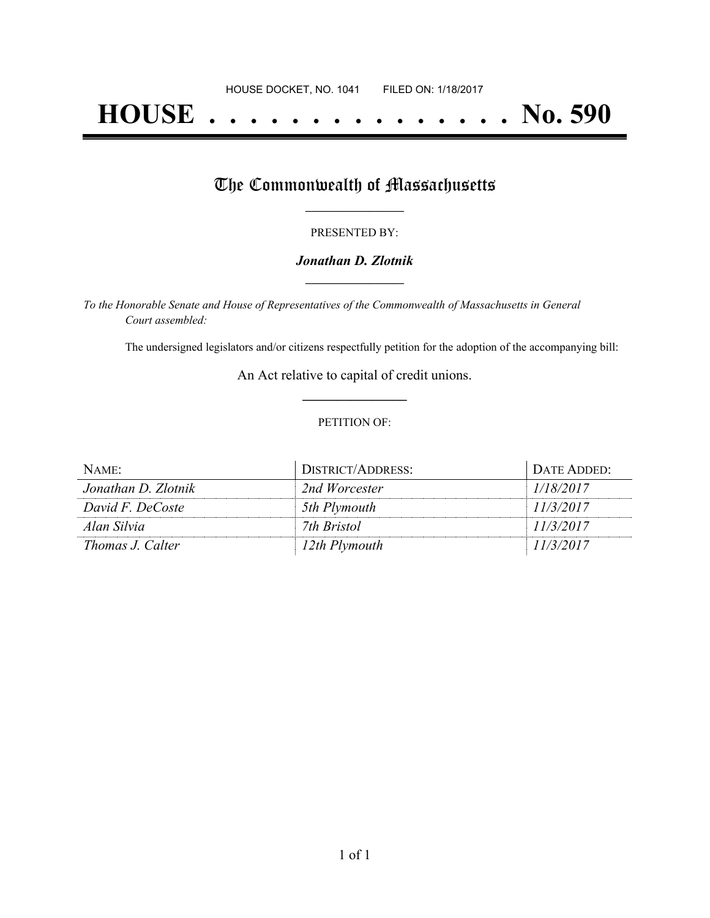HOUSE DOCKET, NO. 1041        FILED ON: 1/18/2017

# HOUSE . . . . . . . . . . . . . . . No. 590

## The Commonwealth of Massachusetts

PRESENTED BY:

***Jonathan D. Zlotnik***

*To the Honorable Senate and House of Representatives of the Commonwealth of Massachusetts in General Court assembled:*

The undersigned legislators and/or citizens respectfully petition for the adoption of the accompanying bill:

An Act relative to capital of credit unions.

PETITION OF:

| NAME: | DISTRICT/ADDRESS: | DATE ADDED: |
| --- | --- | --- |
| *Jonathan D. Zlotnik* | *2nd Worcester* | *1/18/2017* |
| *David F. DeCoste* | *5th Plymouth* | *11/3/2017* |
| *Alan Silvia* | *7th Bristol* | *11/3/2017* |
| *Thomas J. Calter* | *12th Plymouth* | *11/3/2017* |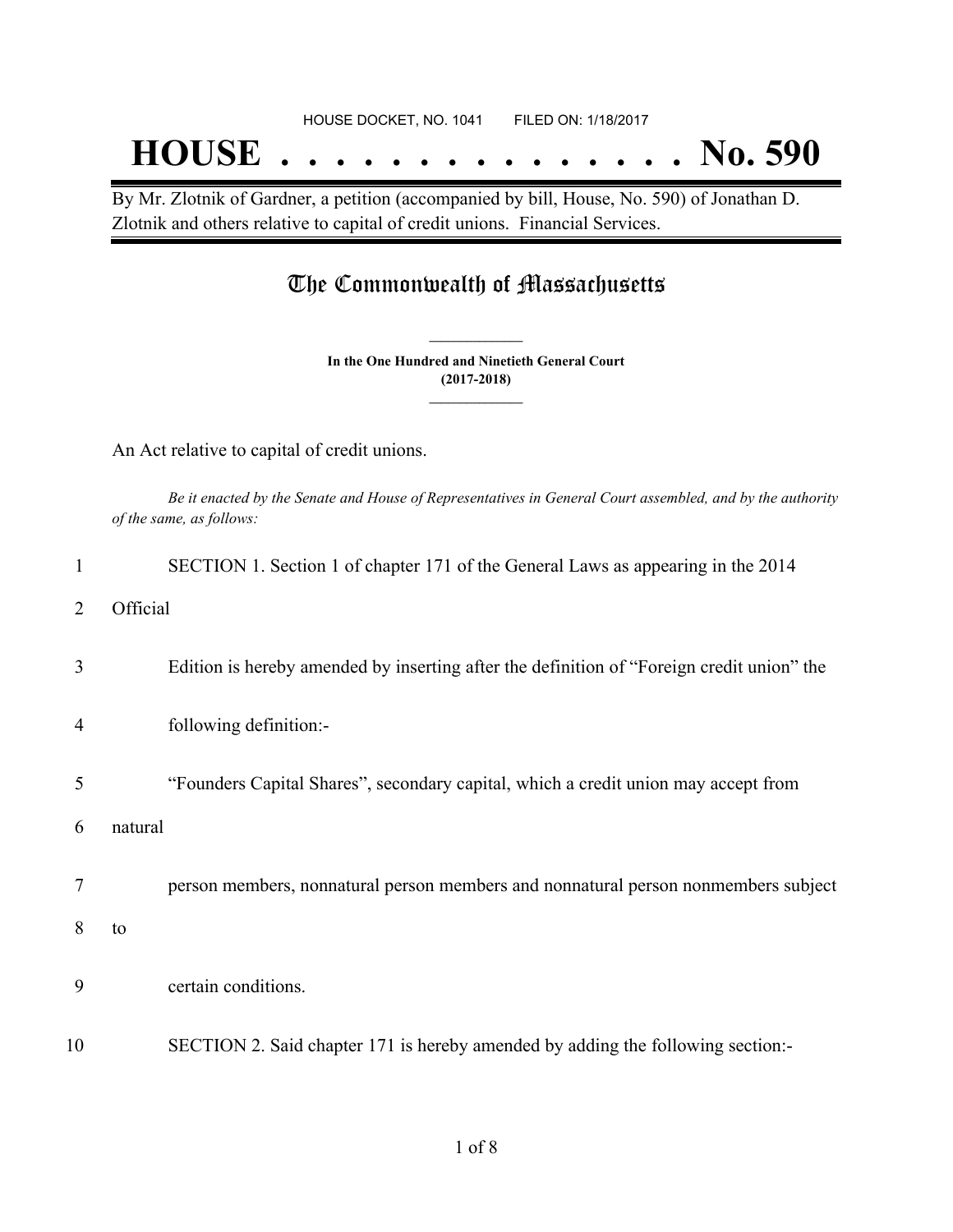HOUSE DOCKET, NO. 1041        FILED ON: 1/18/2017

# HOUSE . . . . . . . . . . . . . . . No. 590

By Mr. Zlotnik of Gardner, a petition (accompanied by bill, House, No. 590) of Jonathan D. Zlotnik and others relative to capital of credit unions. Financial Services.

## The Commonwealth of Massachusetts

**In the One Hundred and Ninetieth General Court**
**(2017-2018)**

An Act relative to capital of credit unions.

*Be it enacted by the Senate and House of Representatives in General Court assembled, and by the authority of the same, as follows:*

1 SECTION 1. Section 1 of chapter 171 of the General Laws as appearing in the 2014

2 Official

3 Edition is hereby amended by inserting after the definition of "Foreign credit union" the

4 following definition:-

5 "Founders Capital Shares", secondary capital, which a credit union may accept from

6 natural

7 person members, nonnatural person members and nonnatural person nonmembers subject

8 to

9 certain conditions.

10 SECTION 2. Said chapter 171 is hereby amended by adding the following section:-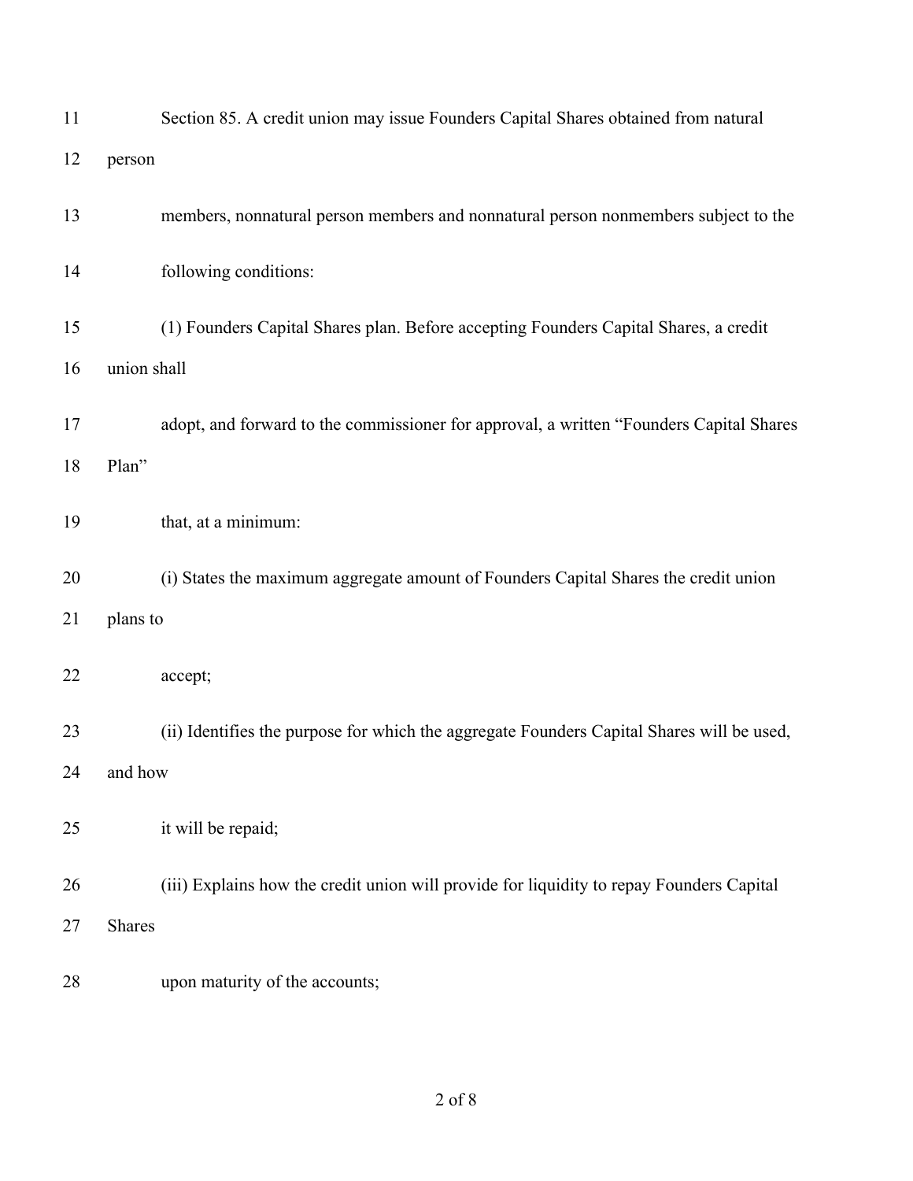Section 85. A credit union may issue Founders Capital Shares obtained from natural person members, nonnatural person members and nonnatural person nonmembers subject to the following conditions:

(1) Founders Capital Shares plan. Before accepting Founders Capital Shares, a credit union shall adopt, and forward to the commissioner for approval, a written "Founders Capital Shares Plan" that, at a minimum:

(i) States the maximum aggregate amount of Founders Capital Shares the credit union plans to accept;

(ii) Identifies the purpose for which the aggregate Founders Capital Shares will be used, and how it will be repaid;

(iii) Explains how the credit union will provide for liquidity to repay Founders Capital Shares upon maturity of the accounts;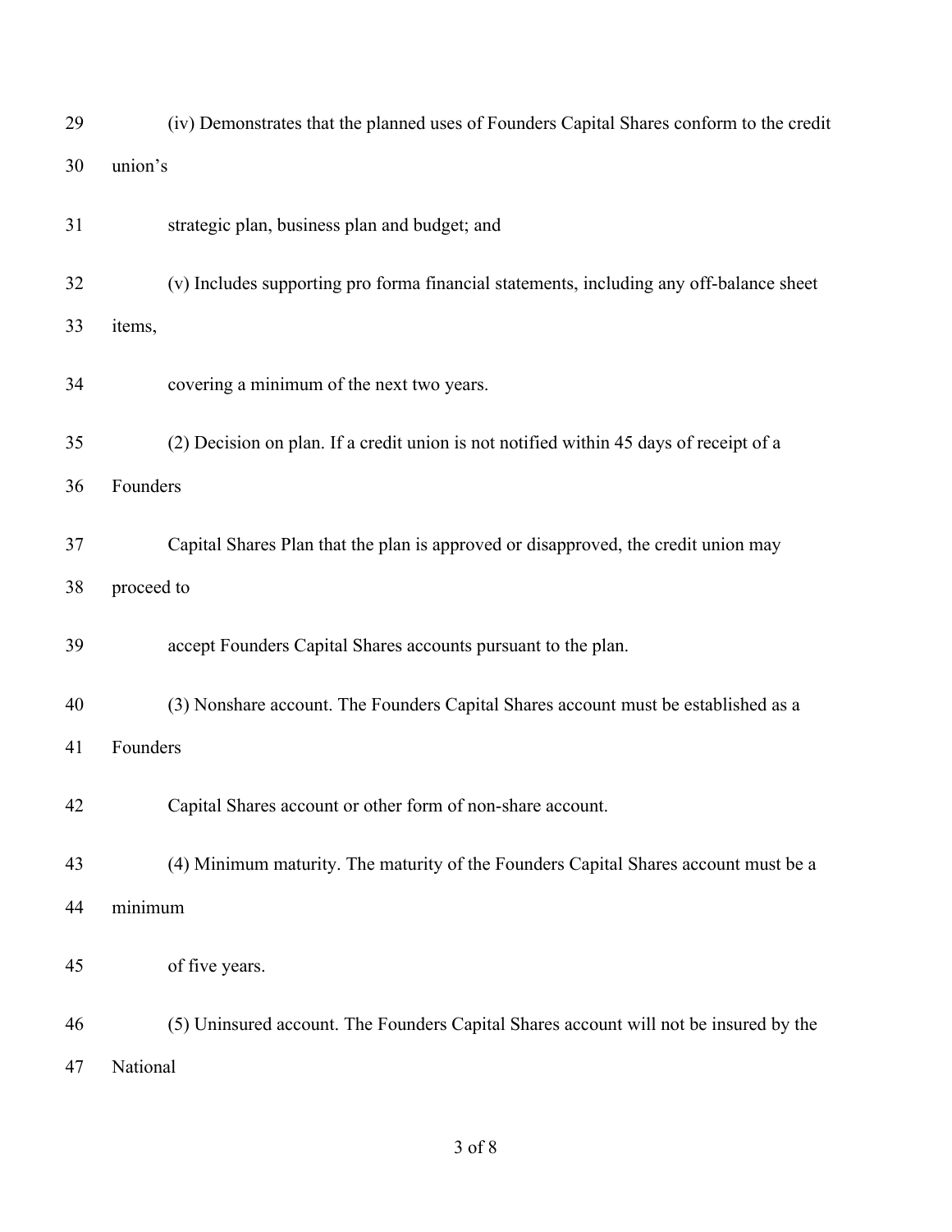(iv) Demonstrates that the planned uses of Founders Capital Shares conform to the credit union's strategic plan, business plan and budget; and

(v) Includes supporting pro forma financial statements, including any off-balance sheet items, covering a minimum of the next two years.

(2) Decision on plan. If a credit union is not notified within 45 days of receipt of a Founders Capital Shares Plan that the plan is approved or disapproved, the credit union may proceed to accept Founders Capital Shares accounts pursuant to the plan.

(3) Nonshare account. The Founders Capital Shares account must be established as a Founders Capital Shares account or other form of non-share account.

(4) Minimum maturity. The maturity of the Founders Capital Shares account must be a minimum of five years.

(5) Uninsured account. The Founders Capital Shares account will not be insured by the National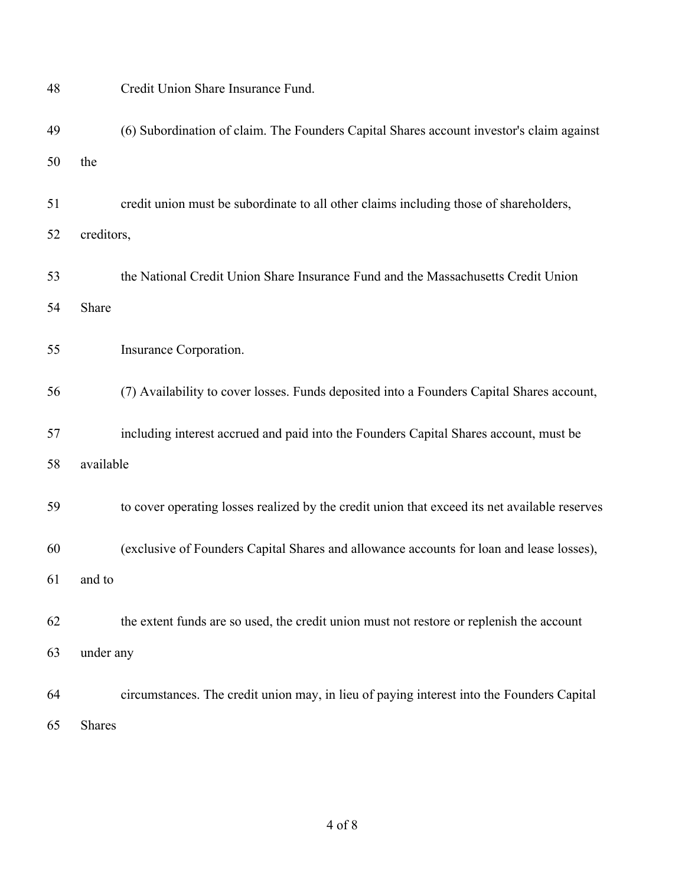Credit Union Share Insurance Fund.

(6) Subordination of claim. The Founders Capital Shares account investor's claim against the credit union must be subordinate to all other claims including those of shareholders, creditors, the National Credit Union Share Insurance Fund and the Massachusetts Credit Union Share Insurance Corporation.

(7) Availability to cover losses. Funds deposited into a Founders Capital Shares account, including interest accrued and paid into the Founders Capital Shares account, must be available to cover operating losses realized by the credit union that exceed its net available reserves (exclusive of Founders Capital Shares and allowance accounts for loan and lease losses), and to the extent funds are so used, the credit union must not restore or replenish the account under any circumstances. The credit union may, in lieu of paying interest into the Founders Capital Shares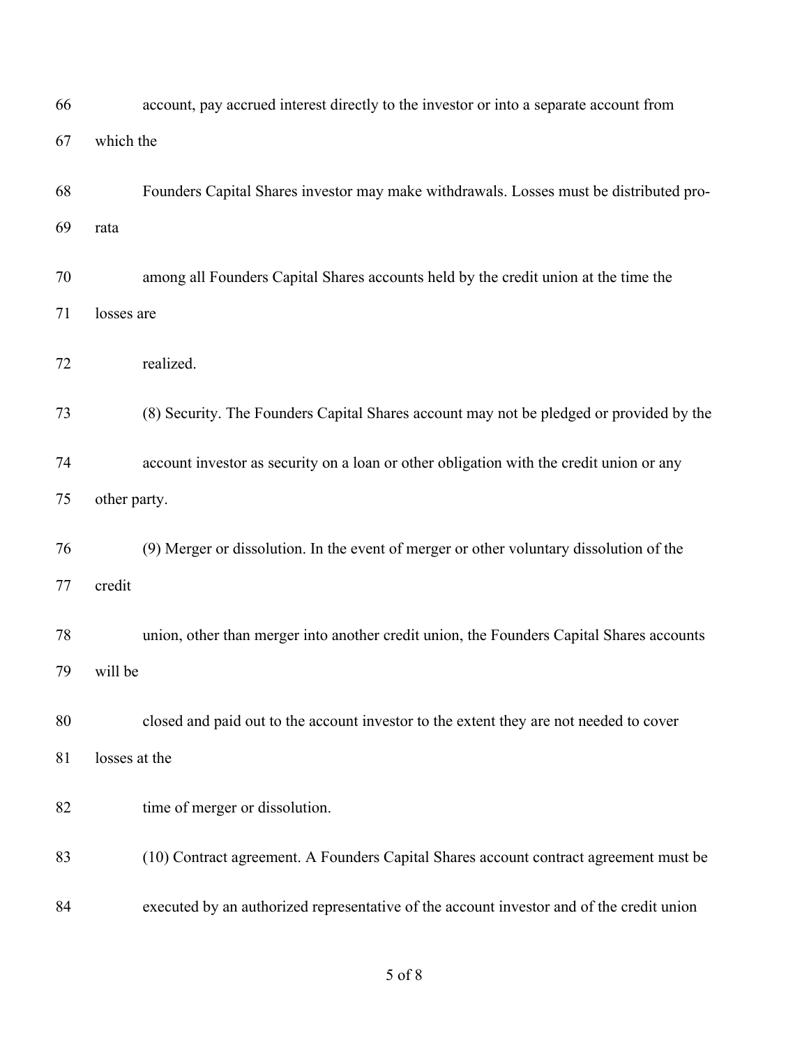account, pay accrued interest directly to the investor or into a separate account from which the Founders Capital Shares investor may make withdrawals. Losses must be distributed pro-rata among all Founders Capital Shares accounts held by the credit union at the time the losses are realized.

(8) Security. The Founders Capital Shares account may not be pledged or provided by the account investor as security on a loan or other obligation with the credit union or any other party.

(9) Merger or dissolution. In the event of merger or other voluntary dissolution of the credit union, other than merger into another credit union, the Founders Capital Shares accounts will be closed and paid out to the account investor to the extent they are not needed to cover losses at the time of merger or dissolution.

(10) Contract agreement. A Founders Capital Shares account contract agreement must be executed by an authorized representative of the account investor and of the credit union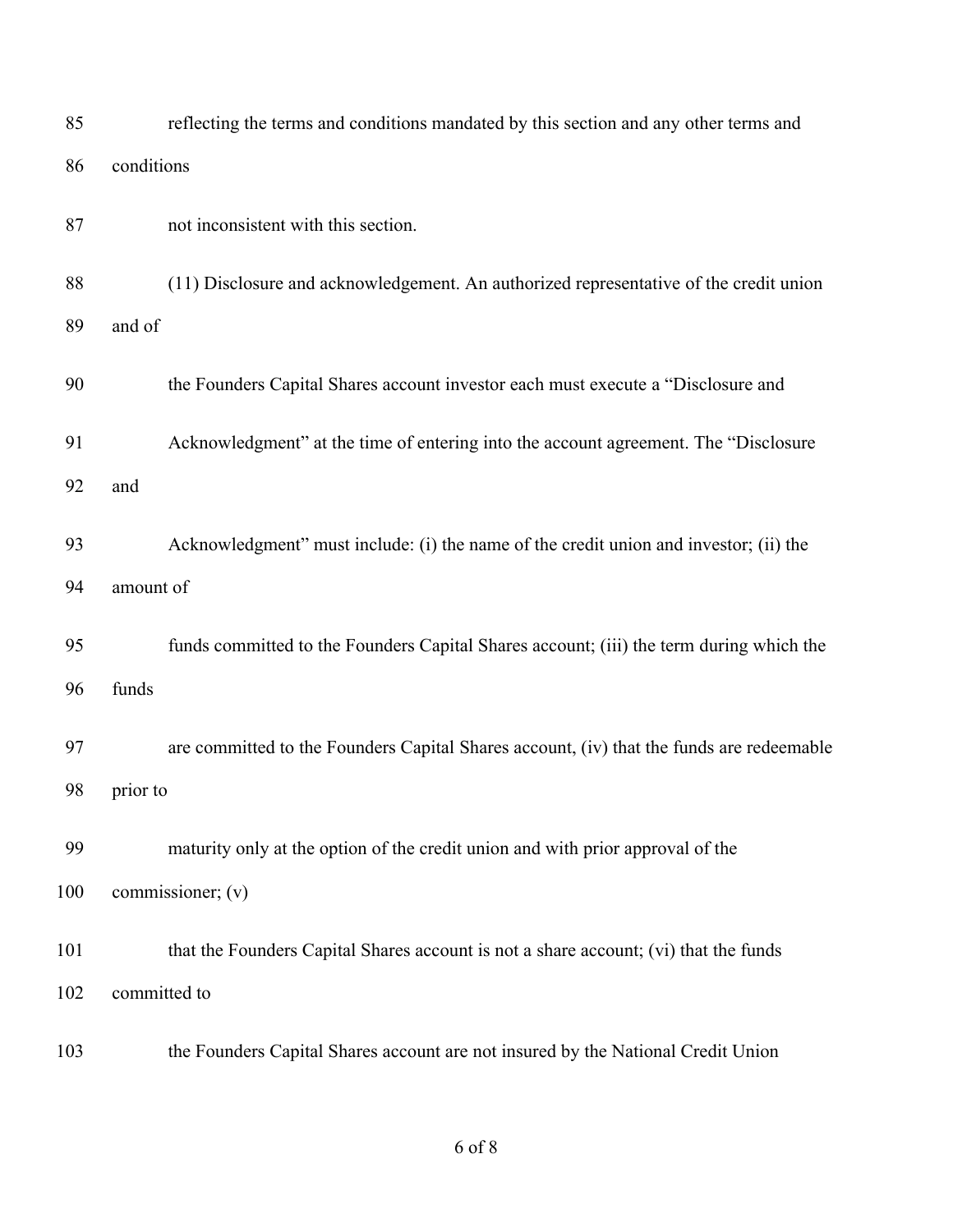reflecting the terms and conditions mandated by this section and any other terms and conditions

not inconsistent with this section.

(11) Disclosure and acknowledgement. An authorized representative of the credit union and of

the Founders Capital Shares account investor each must execute a "Disclosure and

Acknowledgment" at the time of entering into the account agreement. The "Disclosure and

Acknowledgment" must include: (i) the name of the credit union and investor; (ii) the amount of

funds committed to the Founders Capital Shares account; (iii) the term during which the funds

are committed to the Founders Capital Shares account, (iv) that the funds are redeemable prior to

maturity only at the option of the credit union and with prior approval of the commissioner; (v)

that the Founders Capital Shares account is not a share account; (vi) that the funds committed to

the Founders Capital Shares account are not insured by the National Credit Union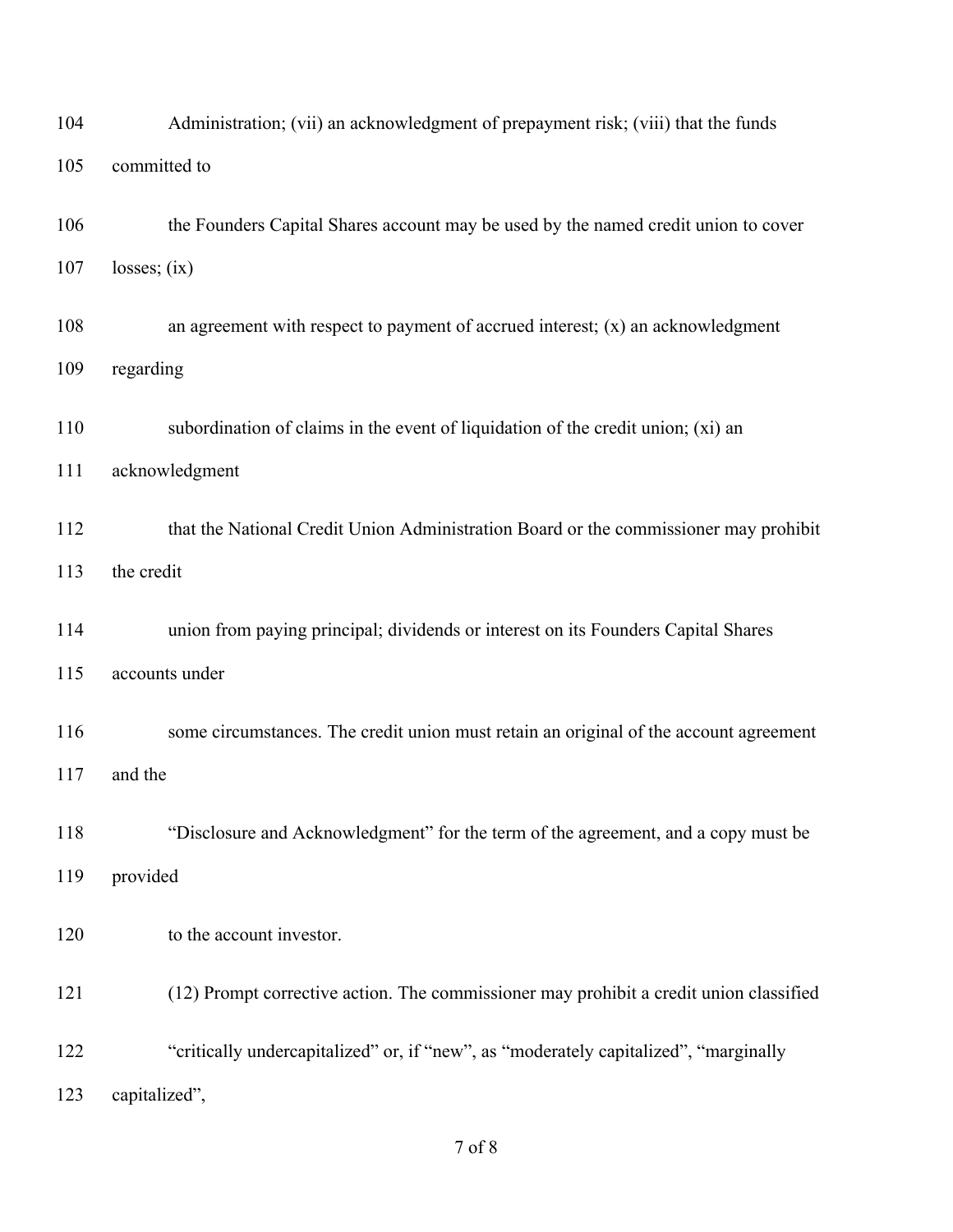Administration; (vii) an acknowledgment of prepayment risk; (viii) that the funds committed to the Founders Capital Shares account may be used by the named credit union to cover losses; (ix) an agreement with respect to payment of accrued interest; (x) an acknowledgment regarding subordination of claims in the event of liquidation of the credit union; (xi) an acknowledgment that the National Credit Union Administration Board or the commissioner may prohibit the credit union from paying principal; dividends or interest on its Founders Capital Shares accounts under some circumstances. The credit union must retain an original of the account agreement and the "Disclosure and Acknowledgment" for the term of the agreement, and a copy must be provided to the account investor.

(12) Prompt corrective action. The commissioner may prohibit a credit union classified "critically undercapitalized" or, if "new", as "moderately capitalized", "marginally capitalized",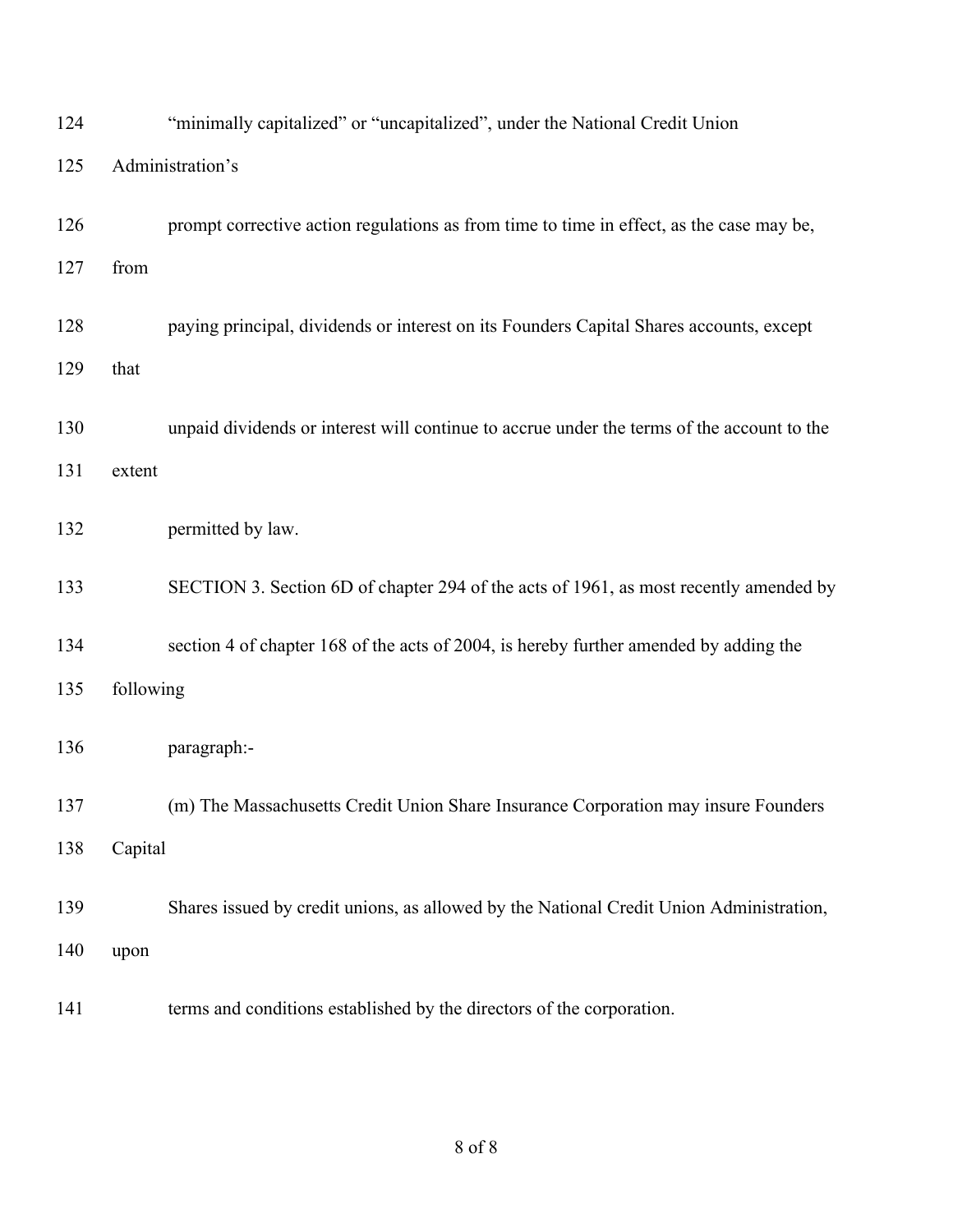"minimally capitalized" or "uncapitalized", under the National Credit Union Administration's prompt corrective action regulations as from time to time in effect, as the case may be, from paying principal, dividends or interest on its Founders Capital Shares accounts, except that unpaid dividends or interest will continue to accrue under the terms of the account to the extent permitted by law.

SECTION 3. Section 6D of chapter 294 of the acts of 1961, as most recently amended by section 4 of chapter 168 of the acts of 2004, is hereby further amended by adding the following paragraph:-

(m) The Massachusetts Credit Union Share Insurance Corporation may insure Founders Capital Shares issued by credit unions, as allowed by the National Credit Union Administration, upon terms and conditions established by the directors of the corporation.